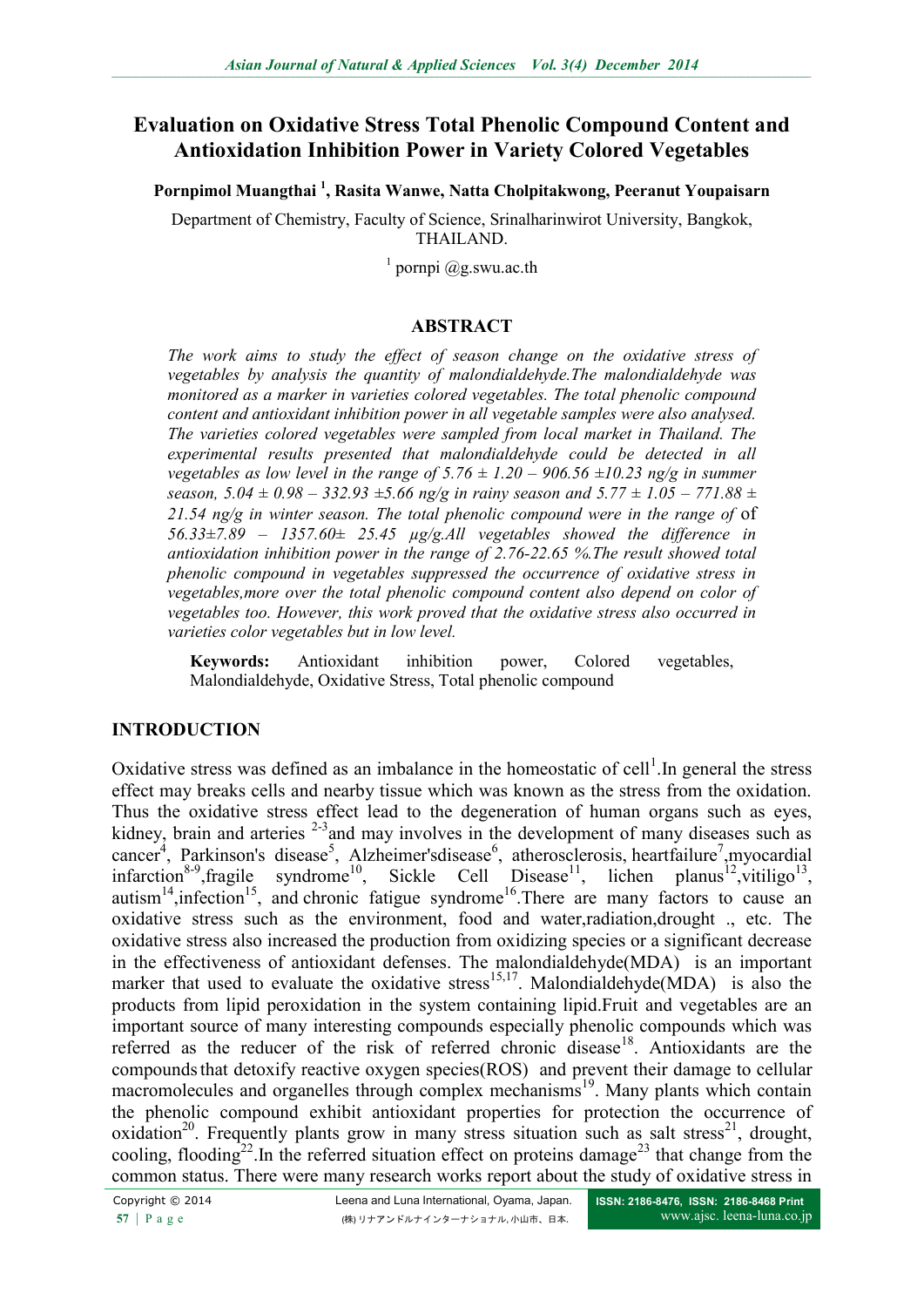# Evaluation on Oxidative Stress Total Phenolic Compound Content and Antioxidation Inhibition Power in Variety Colored Vegetables

**Pornpimol Muangthai [1], Rasita Wanwe, Natta Cholpitakwong, Peeranut Youpaisarn**

Department of Chemistry, Faculty of Science, Srinalharinwirot University, Bangkok, THAILAND.

[1] pornpi @g.swu.ac.th

## ABSTRACT

*The work aims to study the effect of season change on the oxidative stress of vegetables by analysis the quantity of malondialdehyde. The malondialdehyde was monitored as a marker in varieties colored vegetables. The total phenolic compound content and antioxidant inhibition power in all vegetable samples were also analysed. The varieties colored vegetables were sampled from local market in Thailand. The experimental results presented that malondialdehyde could be detected in all vegetables as low level in the range of 5.76 ± 1.20 – 906.56 ±10.23 ng/g in summer season, 5.04 ± 0.98 – 332.93 ±5.66 ng/g in rainy season and 5.77 ± 1.05 – 771.88 ± 21.54 ng/g in winter season. The total phenolic compound were in the range of 56.33±7.89 – 1357.60± 25.45 μg/g.All vegetables showed the difference in antioxidation inhibition power in the range of 2.76-22.65 %.The result showed total phenolic compound in vegetables suppressed the occurrence of oxidative stress in vegetables,more over the total phenolic compound content also depend on color of vegetables too. However, this work proved that the oxidative stress also occurred in varieties color vegetables but in low level.*

**Keywords:** Antioxidant inhibition power, Colored vegetables, Malondialdehyde, Oxidative Stress, Total phenolic compound

## INTRODUCTION

Oxidative stress was defined as an imbalance in the homeostatic of cell[1].In general the stress effect may breaks cells and nearby tissue which was known as the stress from the oxidation. Thus the oxidative stress effect lead to the degeneration of human organs such as eyes, kidney, brain and arteries [2-3]and may involves in the development of many diseases such as cancer[4], Parkinson's disease[5], Alzheimer'sdisease[6], atherosclerosis, heartfailure[7],myocardial infarction[8-9],fragile syndrome[10], Sickle Cell Disease[11], lichen planus[12],vitiligo[13], autism[14],infection[15], and chronic fatigue syndrome[16].There are many factors to cause an oxidative stress such as the environment, food and water,radiation,drought ., etc. The oxidative stress also increased the production from oxidizing species or a significant decrease in the effectiveness of antioxidant defenses. The malondialdehyde(MDA) is an important marker that used to evaluate the oxidative stress[15,17]. Malondialdehyde(MDA) is also the products from lipid peroxidation in the system containing lipid.Fruit and vegetables are an important source of many interesting compounds especially phenolic compounds which was referred as the reducer of the risk of referred chronic disease[18]. Antioxidants are the compounds that detoxify reactive oxygen species(ROS) and prevent their damage to cellular macromolecules and organelles through complex mechanisms[19]. Many plants which contain the phenolic compound exhibit antioxidant properties for protection the occurrence of oxidation[20]. Frequently plants grow in many stress situation such as salt stress[21], drought, cooling, flooding[22].In the referred situation effect on proteins damage[23] that change from the common status. There were many research works report about the study of oxidative stress in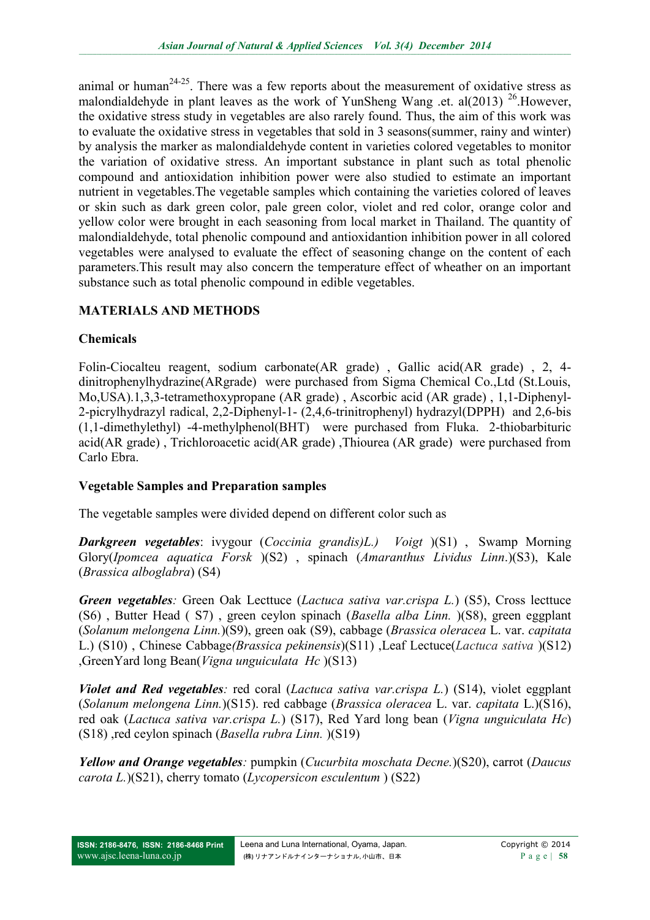animal or human[24-25]. There was a few reports about the measurement of oxidative stress as malondialdehyde in plant leaves as the work of YunSheng Wang .et. al(2013) [26].However, the oxidative stress study in vegetables are also rarely found. Thus, the aim of this work was to evaluate the oxidative stress in vegetables that sold in 3 seasons(summer, rainy and winter) by analysis the marker as malondialdehyde content in varieties colored vegetables to monitor the variation of oxidative stress. An important substance in plant such as total phenolic compound and antioxidation inhibition power were also studied to estimate an important nutrient in vegetables.The vegetable samples which containing the varieties colored of leaves or skin such as dark green color, pale green color, violet and red color, orange color and yellow color were brought in each seasoning from local market in Thailand. The quantity of malondialdehyde, total phenolic compound and antioxidantion inhibition power in all colored vegetables were analysed to evaluate the effect of seasoning change on the content of each parameters.This result may also concern the temperature effect of wheather on an important substance such as total phenolic compound in edible vegetables.

## MATERIALS AND METHODS

### Chemicals

Folin-Ciocalteu reagent, sodium carbonate(AR grade) , Gallic acid(AR grade) , 2, 4-dinitrophenylhydrazine(ARgrade) were purchased from Sigma Chemical Co.,Ltd (St.Louis, Mo,USA).1,3,3-tetramethoxypropane (AR grade) , Ascorbic acid (AR grade) , 1,1-Diphenyl-2-picrylhydrazyl radical, 2,2-Diphenyl-1- (2,4,6-trinitrophenyl) hydrazyl(DPPH) and 2,6-bis (1,1-dimethylethyl) -4-methylphenol(BHT) were purchased from Fluka. 2-thiobarbituric acid(AR grade) , Trichloroacetic acid(AR grade) ,Thiourea (AR grade) were purchased from Carlo Ebra.

### Vegetable Samples and Preparation samples

The vegetable samples were divided depend on different color such as

***Darkgreen vegetables***: ivygour (*Coccinia grandis)L.) Voigt* )(S1) , Swamp Morning Glory(*Ipomcea aquatica Forsk* )(S2) , spinach (*Amaranthus Lividus Linn*.)(S3), Kale (*Brassica alboglabra*) (S4)

***Green vegetables**:* Green Oak Lecttuce (*Lactuca sativa var.crispa L.*) (S5), Cross lecttuce (S6) , Butter Head ( S7) , green ceylon spinach (*Basella alba Linn.* )(S8), green eggplant (*Solanum melongena Linn.*)(S9), green oak (S9), cabbage (*Brassica oleracea* L. var. *capitata* L.) (S10) , Chinese Cabbage*(Brassica pekinensis*)(S11) ,Leaf Lectuce(*Lactuca sativa* )(S12) ,GreenYard long Bean(*Vigna unguiculata Hc* )(S13)

***Violet and Red vegetables**:* red coral (*Lactuca sativa var.crispa L.*) (S14), violet eggplant (*Solanum melongena Linn.*)(S15). red cabbage (*Brassica oleracea* L. var. *capitata* L.)(S16), red oak (*Lactuca sativa var.crispa L.*) (S17), Red Yard long bean (*Vigna unguiculata Hc*) (S18) ,red ceylon spinach (*Basella rubra Linn.* )(S19)

***Yellow and Orange vegetables**:* pumpkin (*Cucurbita moschata Decne.*)(S20), carrot (*Daucus carota L.*)(S21), cherry tomato (*Lycopersicon esculentum* ) (S22)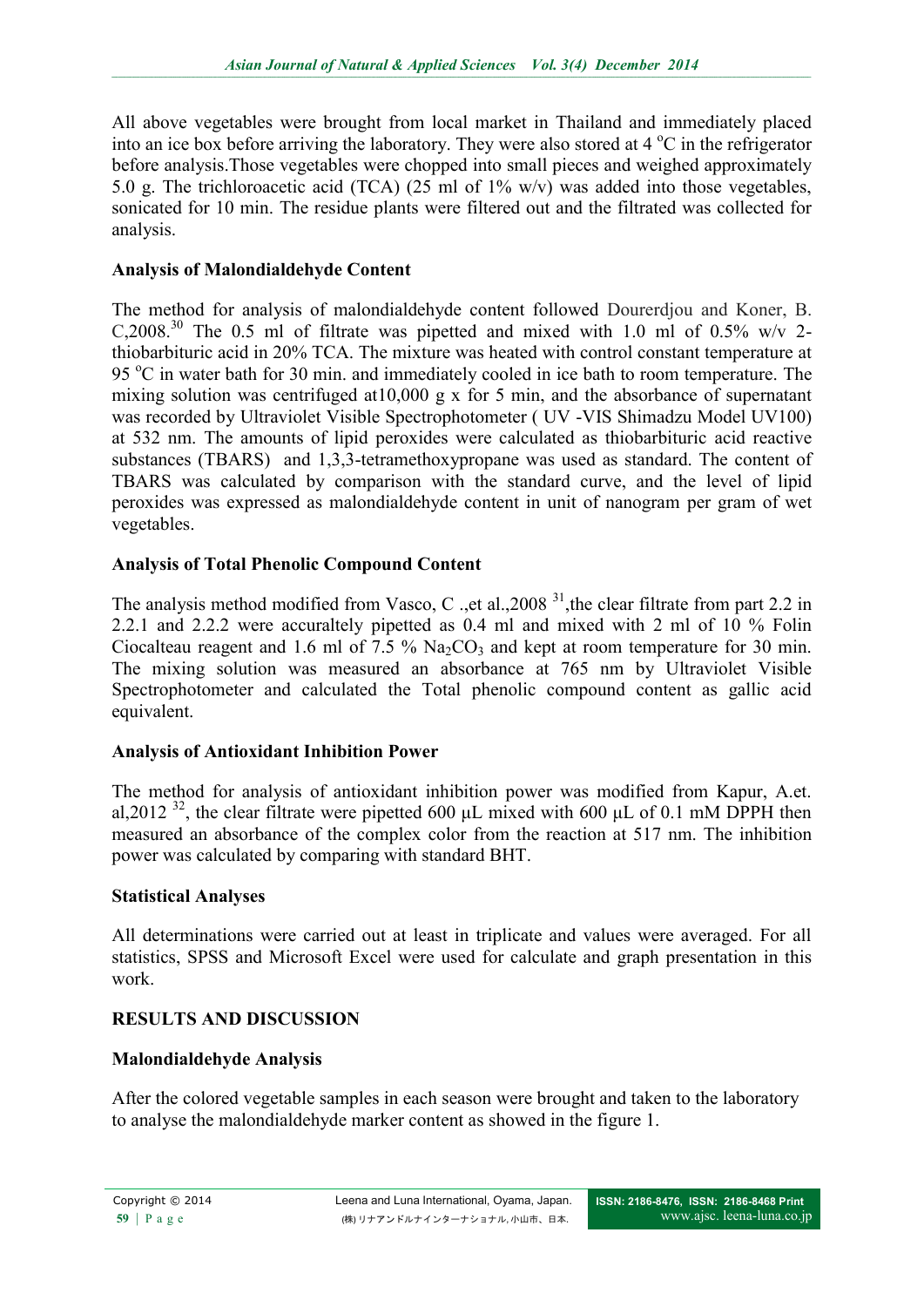All above vegetables were brought from local market in Thailand and immediately placed into an ice box before arriving the laboratory. They were also stored at 4 $^{o}$C in the refrigerator before analysis.Those vegetables were chopped into small pieces and weighed approximately 5.0 g. The trichloroacetic acid (TCA) (25 ml of 1% w/v) was added into those vegetables, sonicated for 10 min. The residue plants were filtered out and the filtrated was collected for analysis.

### Analysis of Malondialdehyde Content

The method for analysis of malondialdehyde content followed Dourerdjou and Koner, B. C,2008.[30] The 0.5 ml of filtrate was pipetted and mixed with 1.0 ml of 0.5% w/v 2-thiobarbituric acid in 20% TCA. The mixture was heated with control constant temperature at 95 $^{o}$C in water bath for 30 min. and immediately cooled in ice bath to room temperature. The mixing solution was centrifuged at10,000 g x for 5 min, and the absorbance of supernatant was recorded by Ultraviolet Visible Spectrophotometer ( UV -VIS Shimadzu Model UV100) at 532 nm. The amounts of lipid peroxides were calculated as thiobarbituric acid reactive substances (TBARS) and 1,3,3-tetramethoxypropane was used as standard. The content of TBARS was calculated by comparison with the standard curve, and the level of lipid peroxides was expressed as malondialdehyde content in unit of nanogram per gram of wet vegetables.

### Analysis of Total Phenolic Compound Content

The analysis method modified from Vasco, C .,et al.,2008 [31],the clear filtrate from part 2.2 in 2.2.1 and 2.2.2 were accuraltely pipetted as 0.4 ml and mixed with 2 ml of 10 % Folin Ciocalteau reagent and 1.6 ml of 7.5 % $Na_2CO_3$ and kept at room temperature for 30 min. The mixing solution was measured an absorbance at 765 nm by Ultraviolet Visible Spectrophotometer and calculated the Total phenolic compound content as gallic acid equivalent.

### Analysis of Antioxidant Inhibition Power

The method for analysis of antioxidant inhibition power was modified from Kapur, A.et. al,2012 [32], the clear filtrate were pipetted 600 µL mixed with 600 µL of 0.1 mM DPPH then measured an absorbance of the complex color from the reaction at 517 nm. The inhibition power was calculated by comparing with standard BHT.

### Statistical Analyses

All determinations were carried out at least in triplicate and values were averaged. For all statistics, SPSS and Microsoft Excel were used for calculate and graph presentation in this work.

## RESULTS AND DISCUSSION

### Malondialdehyde Analysis

After the colored vegetable samples in each season were brought and taken to the laboratory to analyse the malondialdehyde marker content as showed in the figure 1.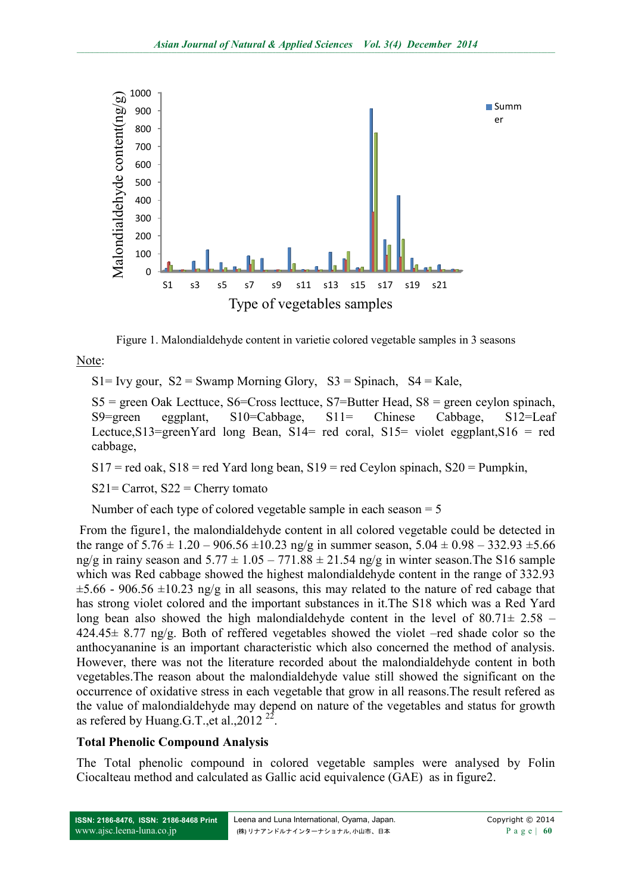Figure 1. Malondialdehyde content in varietie colored vegetable samples in 3 seasons

Note:

S1= Ivy gour, S2 = Swamp Morning Glory, S3 = Spinach, S4 = Kale,

S5 = green Oak Lecttuce, S6=Cross lecttuce, S7=Butter Head, S8 = green ceylon spinach, S9=green eggplant, S10=Cabbage, S11= Chinese Cabbage, S12=Leaf Lectuce,S13=greenYard long Bean, S14= red coral, S15= violet eggplant,S16 = red cabbage,

S17 = red oak, S18 = red Yard long bean, S19 = red Ceylon spinach, S20 = Pumpkin,

S21= Carrot, S22 = Cherry tomato

Number of each type of colored vegetable sample in each season = 5

From the figure1, the malondialdehyde content in all colored vegetable could be detected in the range of 5.76 ± 1.20 – 906.56 ±10.23 ng/g in summer season, 5.04 ± 0.98 – 332.93 ±5.66 ng/g in rainy season and 5.77 ± 1.05 – 771.88 ± 21.54 ng/g in winter season.The S16 sample which was Red cabbage showed the highest malondialdehyde content in the range of 332.93 ±5.66 - 906.56 ±10.23 ng/g in all seasons, this may related to the nature of red cabage that has strong violet colored and the important substances in it.The S18 which was a Red Yard long bean also showed the high malondialdehyde content in the level of 80.71± 2.58 – 424.45± 8.77 ng/g. Both of reffered vegetables showed the violet –red shade color so the anthocyananine is an important characteristic which also concerned the method of analysis. However, there was not the literature recorded about the malondialdehyde content in both vegetables.The reason about the malondialdehyde value still showed the significant on the occurrence of oxidative stress in each vegetable that grow in all reasons.The result refered as the value of malondialdehyde may depend on nature of the vegetables and status for growth as refered by Huang.G.T.,et al.,2012 [22].

## Total Phenolic Compound Analysis

The Total phenolic compound in colored vegetable samples were analysed by Folin Ciocalteau method and calculated as Gallic acid equivalence (GAE) as in figure2.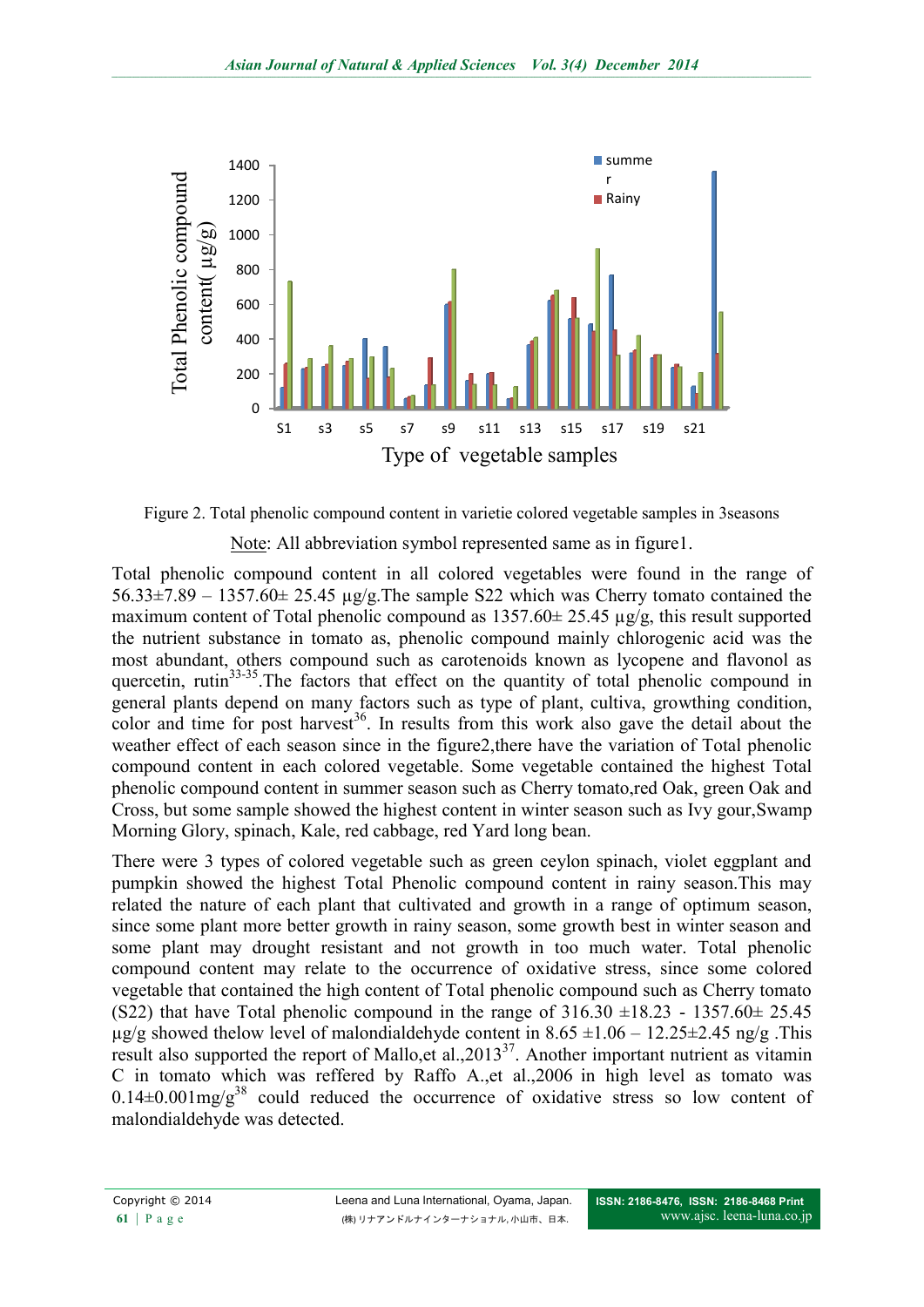Figure 2. Total phenolic compound content in varietie colored vegetable samples in 3seasons

Note: All abbreviation symbol represented same as in figure1.

Total phenolic compound content in all colored vegetables were found in the range of 56.33±7.89 – 1357.60± 25.45 µg/g.The sample S22 which was Cherry tomato contained the maximum content of Total phenolic compound as 1357.60± 25.45 µg/g, this result supported the nutrient substance in tomato as, phenolic compound mainly chlorogenic acid was the most abundant, others compound such as carotenoids known as lycopene and flavonol as quercetin, rutin[33-35].The factors that effect on the quantity of total phenolic compound in general plants depend on many factors such as type of plant, cultiva, growthing condition, color and time for post harvest[36]. In results from this work also gave the detail about the weather effect of each season since in the figure2,there have the variation of Total phenolic compound content in each colored vegetable. Some vegetable contained the highest Total phenolic compound content in summer season such as Cherry tomato,red Oak, green Oak and Cross, but some sample showed the highest content in winter season such as Ivy gour,Swamp Morning Glory, spinach, Kale, red cabbage, red Yard long bean.

There were 3 types of colored vegetable such as green ceylon spinach, violet eggplant and pumpkin showed the highest Total Phenolic compound content in rainy season.This may related the nature of each plant that cultivated and growth in a range of optimum season, since some plant more better growth in rainy season, some growth best in winter season and some plant may drought resistant and not growth in too much water. Total phenolic compound content may relate to the occurrence of oxidative stress, since some colored vegetable that contained the high content of Total phenolic compound such as Cherry tomato (S22) that have Total phenolic compound in the range of 316.30 ±18.23 - 1357.60± 25.45 µg/g showed thelow level of malondialdehyde content in 8.65 ±1.06 – 12.25±2.45 ng/g .This result also supported the report of Mallo,et al.,2013[37]. Another important nutrient as vitamin C in tomato which was reffered by Raffo A.,et al.,2006 in high level as tomato was 0.14±0.001mg/g[38] could reduced the occurrence of oxidative stress so low content of malondialdehyde was detected.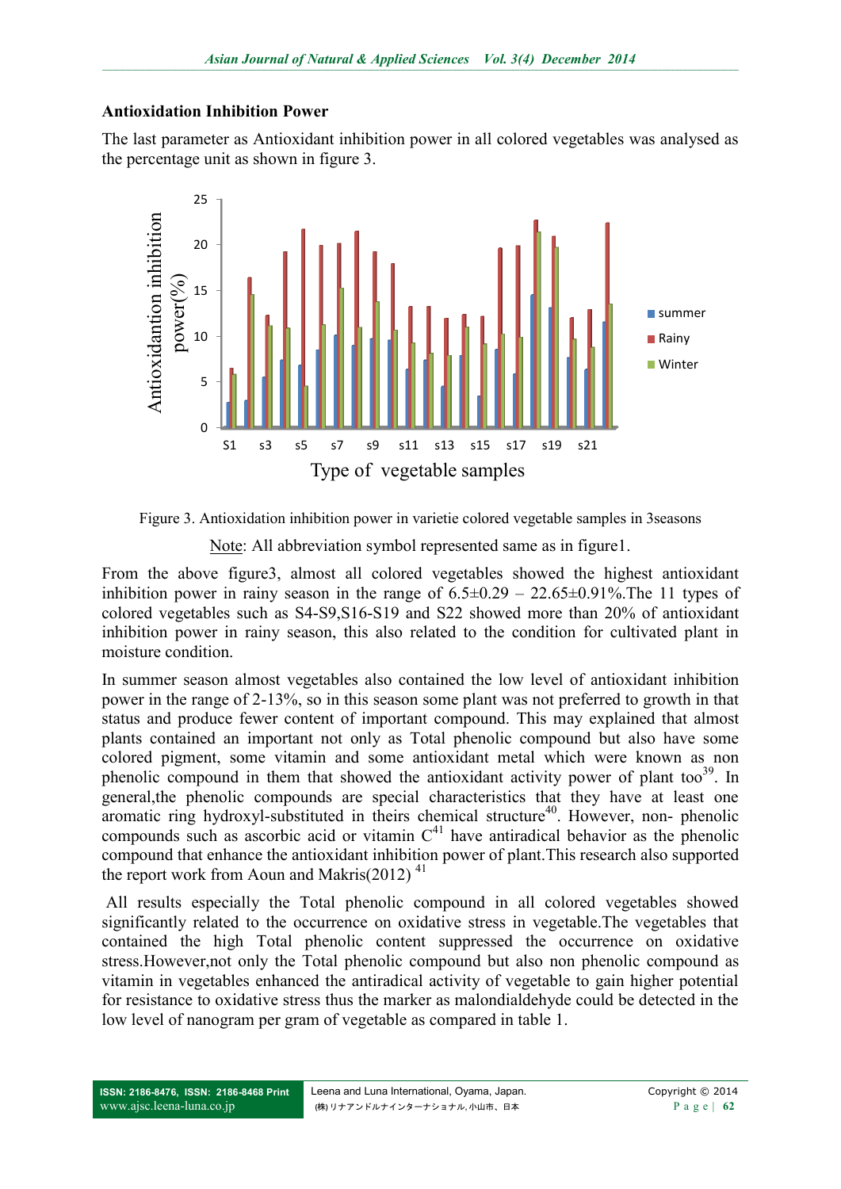### Antioxidation Inhibition Power

The last parameter as Antioxidant inhibition power in all colored vegetables was analysed as the percentage unit as shown in figure 3.

Figure 3. Antioxidation inhibition power in varietie colored vegetable samples in 3seasons

Note: All abbreviation symbol represented same as in figure1.

From the above figure3, almost all colored vegetables showed the highest antioxidant inhibition power in rainy season in the range of 6.5±0.29 – 22.65±0.91%.The 11 types of colored vegetables such as S4-S9,S16-S19 and S22 showed more than 20% of antioxidant inhibition power in rainy season, this also related to the condition for cultivated plant in moisture condition.

In summer season almost vegetables also contained the low level of antioxidant inhibition power in the range of 2-13%, so in this season some plant was not preferred to growth in that status and produce fewer content of important compound. This may explained that almost plants contained an important not only as Total phenolic compound but also have some colored pigment, some vitamin and some antioxidant metal which were known as non phenolic compound in them that showed the antioxidant activity power of plant too[39]. In general,the phenolic compounds are special characteristics that they have at least one aromatic ring hydroxyl-substituted in theirs chemical structure[40]. However, non- phenolic compounds such as ascorbic acid or vitamin C[41] have antiradical behavior as the phenolic compound that enhance the antioxidant inhibition power of plant.This research also supported the report work from Aoun and Makris(2012) [41]

All results especially the Total phenolic compound in all colored vegetables showed significantly related to the occurrence on oxidative stress in vegetable.The vegetables that contained the high Total phenolic content suppressed the occurrence on oxidative stress.However,not only the Total phenolic compound but also non phenolic compound as vitamin in vegetables enhanced the antiradical activity of vegetable to gain higher potential for resistance to oxidative stress thus the marker as malondialdehyde could be detected in the low level of nanogram per gram of vegetable as compared in table 1.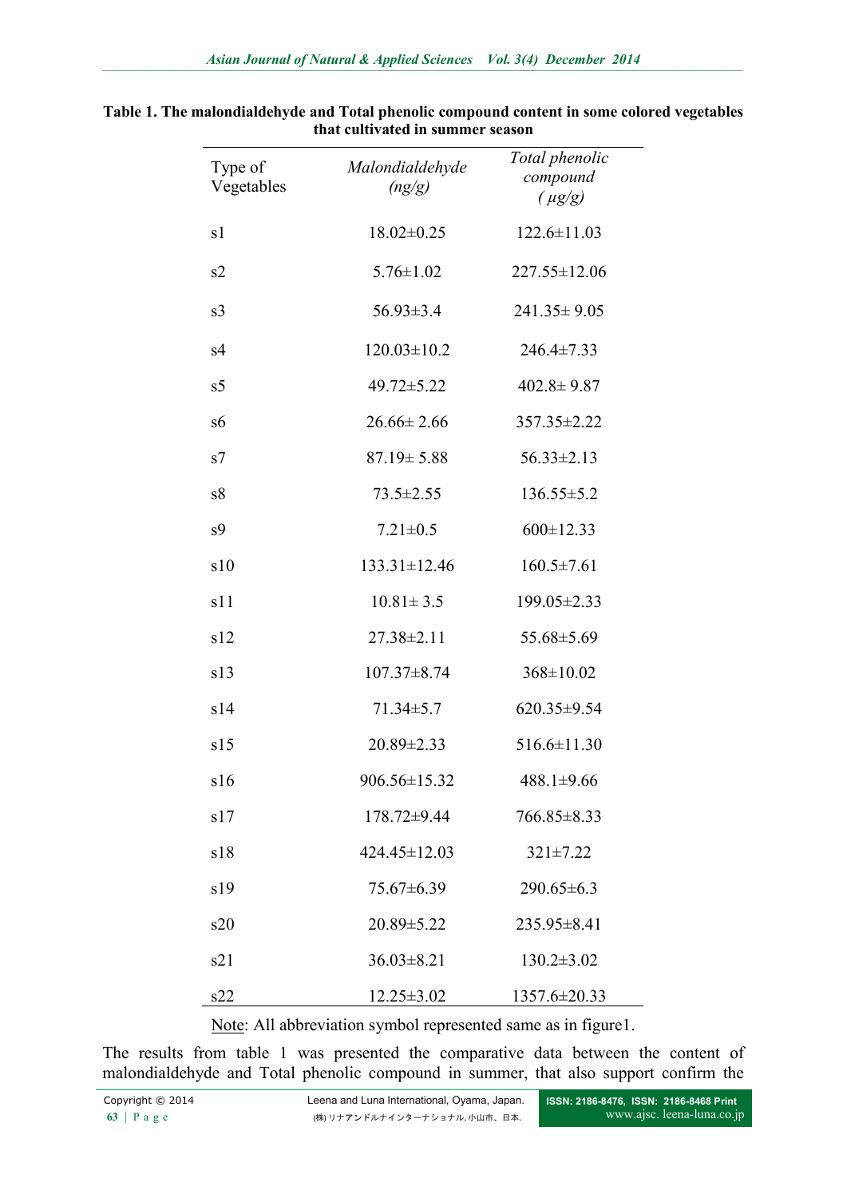**Table 1. The malondialdehyde and Total phenolic compound content in some colored vegetables that cultivated in summer season**

| Type of Vegetables | *Malondialdehyde (ng/g)* | *Total phenolic compound (µg/g)* |
|---|---|---|
| s1 | 18.02±0.25 | 122.6±11.03 |
| s2 | 5.76±1.02 | 227.55±12.06 |
| s3 | 56.93±3.4 | 241.35± 9.05 |
| s4 | 120.03±10.2 | 246.4±7.33 |
| s5 | 49.72±5.22 | 402.8± 9.87 |
| s6 | 26.66± 2.66 | 357.35±2.22 |
| s7 | 87.19± 5.88 | 56.33±2.13 |
| s8 | 73.5±2.55 | 136.55±5.2 |
| s9 | 7.21±0.5 | 600±12.33 |
| s10 | 133.31±12.46 | 160.5±7.61 |
| s11 | 10.81± 3.5 | 199.05±2.33 |
| s12 | 27.38±2.11 | 55.68±5.69 |
| s13 | 107.37±8.74 | 368±10.02 |
| s14 | 71.34±5.7 | 620.35±9.54 |
| s15 | 20.89±2.33 | 516.6±11.30 |
| s16 | 906.56±15.32 | 488.1±9.66 |
| s17 | 178.72±9.44 | 766.85±8.33 |
| s18 | 424.45±12.03 | 321±7.22 |
| s19 | 75.67±6.39 | 290.65±6.3 |
| s20 | 20.89±5.22 | 235.95±8.41 |
| s21 | 36.03±8.21 | 130.2±3.02 |
| s22 | 12.25±3.02 | 1357.6±20.33 |

Note: All abbreviation symbol represented same as in figure1.

The results from table 1 was presented the comparative data between the content of malondialdehyde and Total phenolic compound in summer, that also support confirm the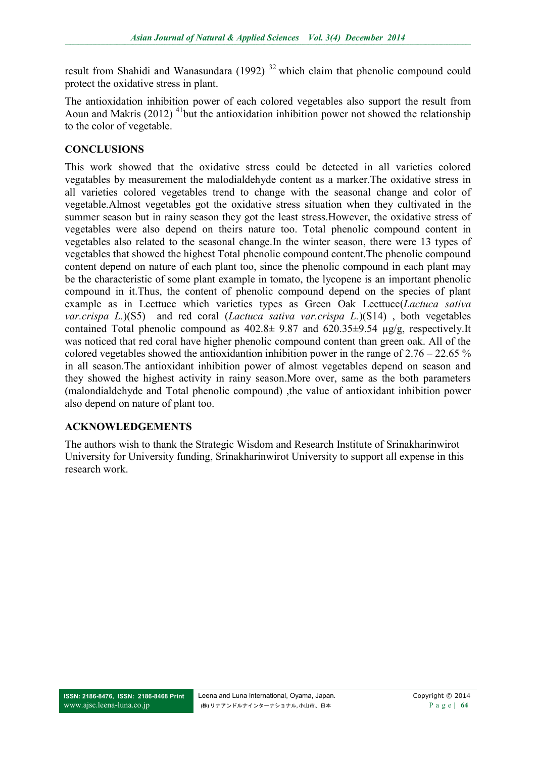result from Shahidi and Wanasundara (1992) [32] which claim that phenolic compound could protect the oxidative stress in plant.

The antioxidation inhibition power of each colored vegetables also support the result from Aoun and Makris (2012) [41]but the antioxidation inhibition power not showed the relationship to the color of vegetable.

## CONCLUSIONS

This work showed that the oxidative stress could be detected in all varieties colored vegatables by measurement the malodialdehyde content as a marker.The oxidative stress in all varieties colored vegetables trend to change with the seasonal change and color of vegetable.Almost vegetables got the oxidative stress situation when they cultivated in the summer season but in rainy season they got the least stress.However, the oxidative stress of vegetables were also depend on theirs nature too. Total phenolic compound content in vegetables also related to the seasonal change.In the winter season, there were 13 types of vegetables that showed the highest Total phenolic compound content.The phenolic compound content depend on nature of each plant too, since the phenolic compound in each plant may be the characteristic of some plant example in tomato, the lycopene is an important phenolic compound in it.Thus, the content of phenolic compound depend on the species of plant example as in Lecttuce which varieties types as Green Oak Lecttuce(*Lactuca sativa var.crispa L.*)(S5) and red coral (*Lactuca sativa var.crispa L.*)(S14) , both vegetables contained Total phenolic compound as 402.8± 9.87 and 620.35±9.54 µg/g, respectively.It was noticed that red coral have higher phenolic compound content than green oak. All of the colored vegetables showed the antioxidantion inhibition power in the range of 2.76 – 22.65 % in all season.The antioxidant inhibition power of almost vegetables depend on season and they showed the highest activity in rainy season.More over, same as the both parameters (malondialdehyde and Total phenolic compound) ,the value of antioxidant inhibition power also depend on nature of plant too.

## ACKNOWLEDGEMENTS

The authors wish to thank the Strategic Wisdom and Research Institute of Srinakharinwirot University for University funding, Srinakharinwirot University to support all expense in this research work.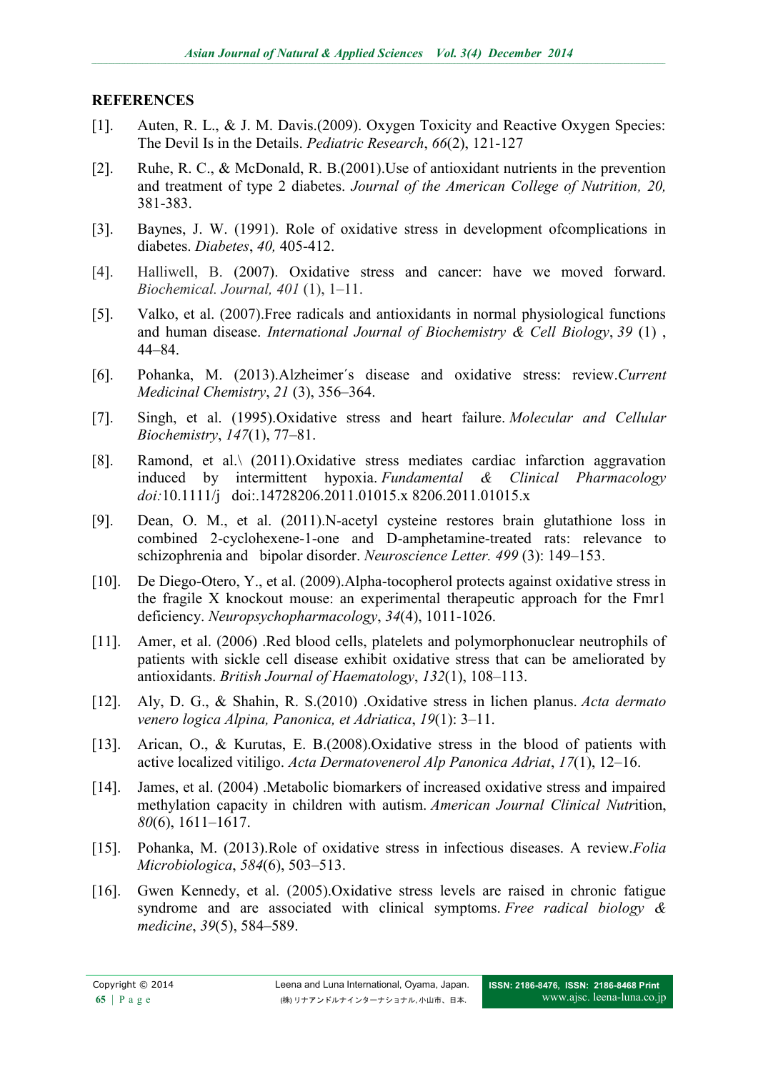## REFERENCES

[1]. Auten, R. L., & J. M. Davis.(2009). Oxygen Toxicity and Reactive Oxygen Species: The Devil Is in the Details. *Pediatric Research*, *66*(2), 121-127

[2]. Ruhe, R. C., & McDonald, R. B.(2001).Use of antioxidant nutrients in the prevention and treatment of type 2 diabetes. *Journal of the American College of Nutrition, 20,* 381-383.

[3]. Baynes, J. W. (1991). Role of oxidative stress in development ofcomplications in diabetes. *Diabetes*, *40,* 405-412.

[4]. Halliwell, B. (2007). Oxidative stress and cancer: have we moved forward. *Biochemical. Journal, 401* (1), 1–11.

[5]. Valko, et al. (2007).Free radicals and antioxidants in normal physiological functions and human disease. *International Journal of Biochemistry & Cell Biology*, *39* (1) , 44–84.

[6]. Pohanka, M. (2013).Alzheimer´s disease and oxidative stress: review.*Current Medicinal Chemistry*, *21* (3), 356–364.

[7]. Singh, et al. (1995).Oxidative stress and heart failure. *Molecular and Cellular Biochemistry*, *147*(1), 77–81.

[8]. Ramond, et al.\ (2011).Oxidative stress mediates cardiac infarction aggravation induced by intermittent hypoxia. *Fundamental & Clinical Pharmacology doi:*10.1111/j doi:.14728206.2011.01015.x 8206.2011.01015.x

[9]. Dean, O. M., et al. (2011).N-acetyl cysteine restores brain glutathione loss in combined 2-cyclohexene-1-one and D-amphetamine-treated rats: relevance to schizophrenia and bipolar disorder. *Neuroscience Letter. 499* (3): 149–153.

[10]. De Diego-Otero, Y., et al. (2009).Alpha-tocopherol protects against oxidative stress in the fragile X knockout mouse: an experimental therapeutic approach for the Fmr1 deficiency. *Neuropsychopharmacology*, *34*(4), 1011-1026.

[11]. Amer, et al. (2006) .Red blood cells, platelets and polymorphonuclear neutrophils of patients with sickle cell disease exhibit oxidative stress that can be ameliorated by antioxidants. *British Journal of Haematology*, *132*(1), 108–113.

[12]. Aly, D. G., & Shahin, R. S.(2010) .Oxidative stress in lichen planus. *Acta dermato venero logica Alpina, Panonica, et Adriatica*, *19*(1): 3–11.

[13]. Arican, O., & Kurutas, E. B.(2008).Oxidative stress in the blood of patients with active localized vitiligo. *Acta Dermatovenerol Alp Panonica Adriat*, *17*(1), 12–16.

[14]. James, et al. (2004) .Metabolic biomarkers of increased oxidative stress and impaired methylation capacity in children with autism. *American Journal Clinical Nutr*ition, *80*(6), 1611–1617.

[15]. Pohanka, M. (2013).Role of oxidative stress in infectious diseases. A review.*Folia Microbiologica*, *584*(6), 503–513.

[16]. Gwen Kennedy, et al. (2005).Oxidative stress levels are raised in chronic fatigue syndrome and are associated with clinical symptoms. *Free radical biology & medicine*, *39*(5), 584–589.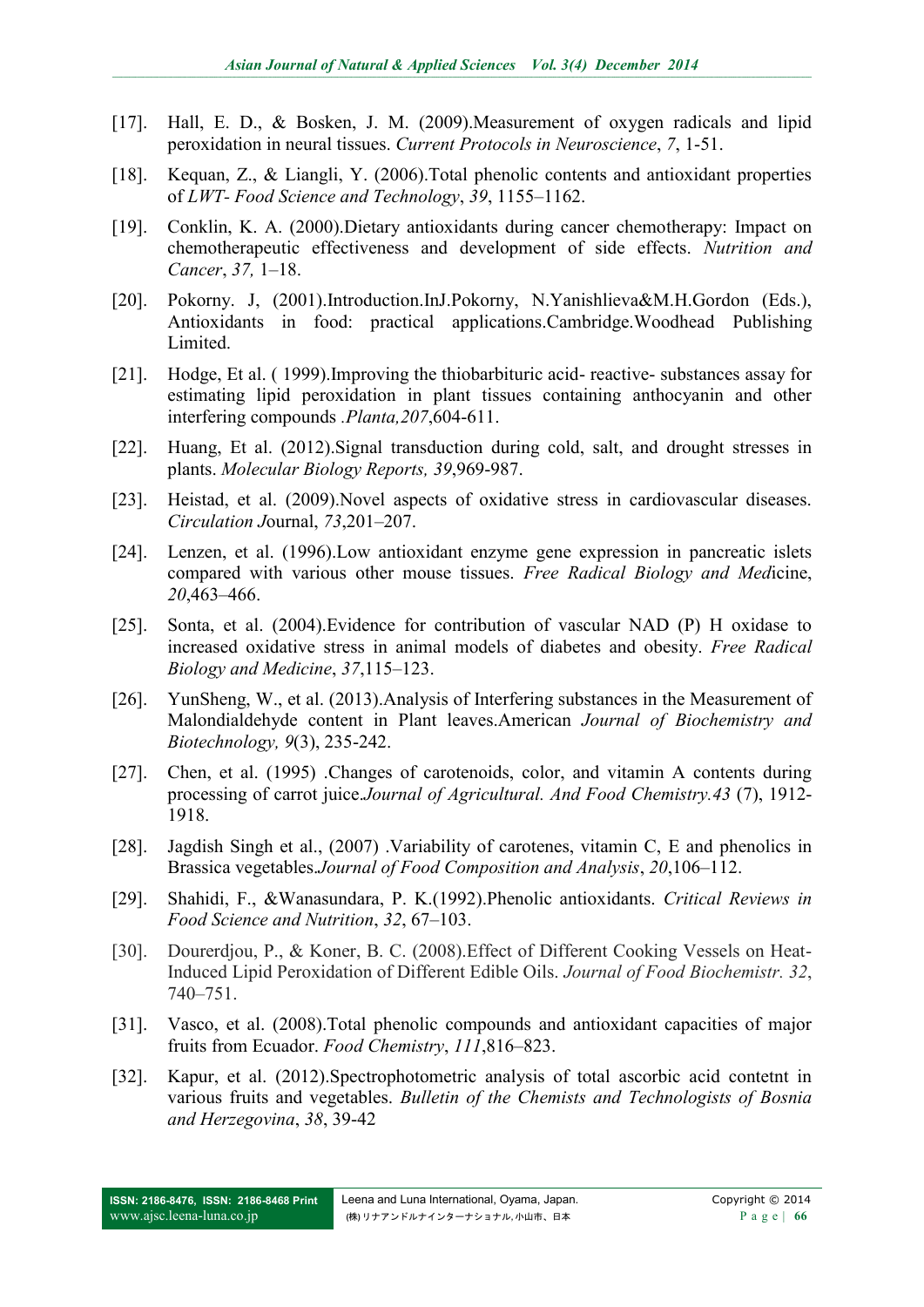[17]. Hall, E. D., & Bosken, J. M. (2009).Measurement of oxygen radicals and lipid peroxidation in neural tissues. *Current Protocols in Neuroscience*, *7*, 1-51.

[18]. Kequan, Z., & Liangli, Y. (2006).Total phenolic contents and antioxidant properties of *LWT- Food Science and Technology*, *39*, 1155–1162.

[19]. Conklin, K. A. (2000).Dietary antioxidants during cancer chemotherapy: Impact on chemotherapeutic effectiveness and development of side effects. *Nutrition and Cancer*, *37,* 1–18.

[20]. Pokorny. J, (2001).Introduction.InJ.Pokorny, N.Yanishlieva&M.H.Gordon (Eds.), Antioxidants in food: practical applications.Cambridge.Woodhead Publishing Limited.

[21]. Hodge, Et al. ( 1999).Improving the thiobarbituric acid- reactive- substances assay for estimating lipid peroxidation in plant tissues containing anthocyanin and other interfering compounds *.Planta,207*,604-611.

[22]. Huang, Et al. (2012).Signal transduction during cold, salt, and drought stresses in plants. *Molecular Biology Reports, 39*,969-987.

[23]. Heistad, et al. (2009).Novel aspects of oxidative stress in cardiovascular diseases. *Circulation* Journal, *73*,201–207.

[24]. Lenzen, et al. (1996).Low antioxidant enzyme gene expression in pancreatic islets compared with various other mouse tissues. *Free Radical Biology and Med*icine, *20*,463–466.

[25]. Sonta, et al. (2004).Evidence for contribution of vascular NAD (P) H oxidase to increased oxidative stress in animal models of diabetes and obesity. *Free Radical Biology and Medicine*, *37*,115–123.

[26]. YunSheng, W., et al. (2013).Analysis of Interfering substances in the Measurement of Malondialdehyde content in Plant leaves.American *Journal of Biochemistry and Biotechnology, 9*(3), 235-242.

[27]. Chen, et al. (1995) .Changes of carotenoids, color, and vitamin A contents during processing of carrot juice.*Journal of Agricultural. And Food Chemistry.43* (7), 1912-1918.

[28]. Jagdish Singh et al., (2007) .Variability of carotenes, vitamin C, E and phenolics in Brassica vegetables.*Journal of Food Composition and Analysis*, *20*,106–112.

[29]. Shahidi, F., &Wanasundara, P. K.(1992).Phenolic antioxidants. *Critical Reviews in Food Science and Nutrition*, *32*, 67–103.

[30]. Dourerdjou, P., & Koner, B. C. (2008).Effect of Different Cooking Vessels on Heat-Induced Lipid Peroxidation of Different Edible Oils. *Journal of Food Biochemistr. 32*, 740–751.

[31]. Vasco, et al. (2008).Total phenolic compounds and antioxidant capacities of major fruits from Ecuador. *Food Chemistry*, *111*,816–823.

[32]. Kapur, et al. (2012).Spectrophotometric analysis of total ascorbic acid contetnt in various fruits and vegetables. *Bulletin of the Chemists and Technologists of Bosnia and Herzegovina*, *38*, 39-42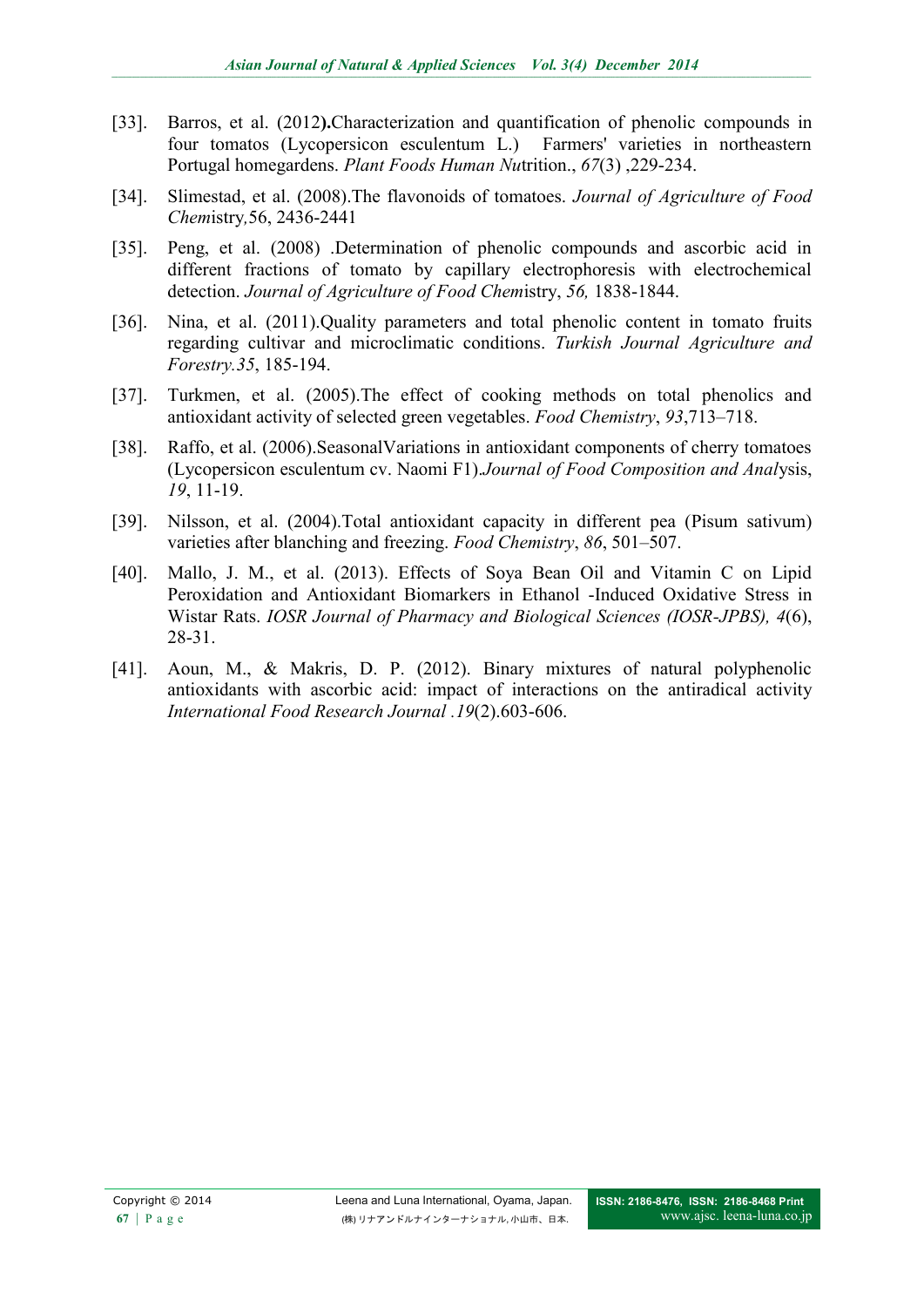[33]. Barros, et al. (2012**).**Characterization and quantification of phenolic compounds in four tomatos (Lycopersicon esculentum L.)  Farmers' varieties in northeastern Portugal homegardens. *Plant Foods Human Nu*trition., *67*(3) ,229-234.

[34]. Slimestad, et al. (2008).The flavonoids of tomatoes. *Journal of Agriculture of Food Chem*istry*,*56, 2436-2441

[35]. Peng, et al. (2008) .Determination of phenolic compounds and ascorbic acid in different fractions of tomato by capillary electrophoresis with electrochemical detection. *Journal of Agriculture of Food Chem*istry, *56,* 1838-1844.

[36]. Nina, et al. (2011).Quality parameters and total phenolic content in tomato fruits regarding cultivar and microclimatic conditions. *Turkish Journal Agriculture and Forestry.35*, 185-194.

[37]. Turkmen, et al. (2005).The effect of cooking methods on total phenolics and antioxidant activity of selected green vegetables. *Food Chemistry*, *93*,713–718.

[38]. Raffo, et al. (2006).SeasonalVariations in antioxidant components of cherry tomatoes (Lycopersicon esculentum cv. Naomi F1).*Journal of Food Composition and Anal*ysis, *19*, 11-19.

[39]. Nilsson, et al. (2004).Total antioxidant capacity in different pea (Pisum sativum) varieties after blanching and freezing. *Food Chemistry*, *86*, 501–507.

[40]. Mallo, J. M., et al. (2013). Effects of Soya Bean Oil and Vitamin C on Lipid Peroxidation and Antioxidant Biomarkers in Ethanol -Induced Oxidative Stress in Wistar Rats. *IOSR Journal of Pharmacy and Biological Sciences (IOSR-JPBS), 4*(6), 28-31.

[41]. Aoun, M., & Makris, D. P. (2012). Binary mixtures of natural polyphenolic antioxidants with ascorbic acid: impact of interactions on the antiradical activity *International Food Research Journal .19*(2).603-606.